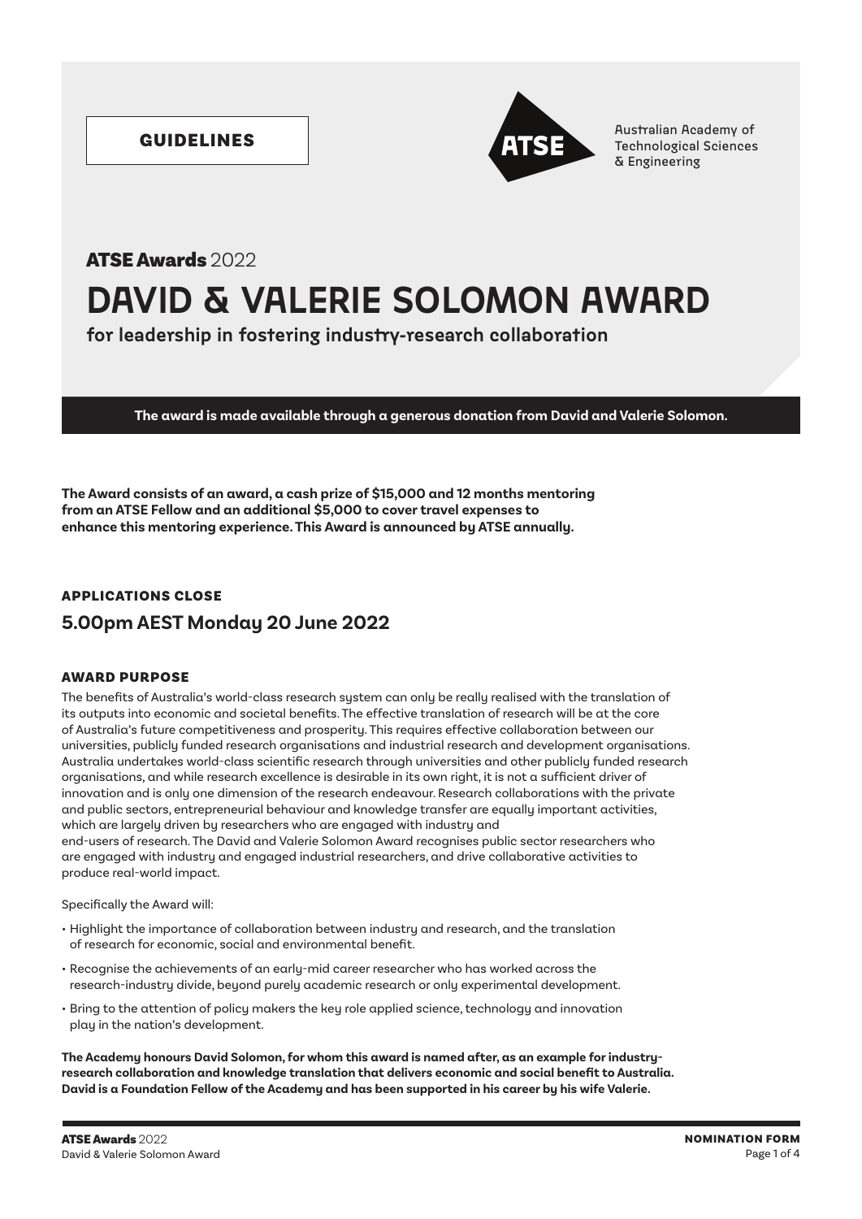GUIDELINES

Australian Academy of Technological Sciences & Engineering

**ATSE Awards** 2022

# DAVID & VALERIE SOLOMON AWARD

**for leadership in fostering industry-research collaboration**

**The award is made available through a generous donation from David and Valerie Solomon.**

**The Award consists of an award, a cash prize of $15,000 and 12 months mentoring from an ATSE Fellow and an additional $5,000 to cover travel expenses to enhance this mentoring experience. This Award is announced by ATSE annually.**

## APPLICATIONS CLOSE

### 5.00pm AEST Monday 20 June 2022

## AWARD PURPOSE

The benefits of Australia's world-class research system can only be really realised with the translation of its outputs into economic and societal benefits. The effective translation of research will be at the core of Australia's future competitiveness and prosperity. This requires effective collaboration between our universities, publicly funded research organisations and industrial research and development organisations. Australia undertakes world-class scientific research through universities and other publicly funded research organisations, and while research excellence is desirable in its own right, it is not a sufficient driver of innovation and is only one dimension of the research endeavour. Research collaborations with the private and public sectors, entrepreneurial behaviour and knowledge transfer are equally important activities, which are largely driven by researchers who are engaged with industry and end-users of research. The David and Valerie Solomon Award recognises public sector researchers who are engaged with industry and engaged industrial researchers, and drive collaborative activities to produce real-world impact.

Specifically the Award will:

- Highlight the importance of collaboration between industry and research, and the translation of research for economic, social and environmental benefit.
- Recognise the achievements of an early-mid career researcher who has worked across the research-industry divide, beyond purely academic research or only experimental development.
- Bring to the attention of policy makers the key role applied science, technology and innovation play in the nation's development.

**The Academy honours David Solomon, for whom this award is named after, as an example for industry-research collaboration and knowledge translation that delivers economic and social benefit to Australia. David is a Foundation Fellow of the Academy and has been supported in his career by his wife Valerie.**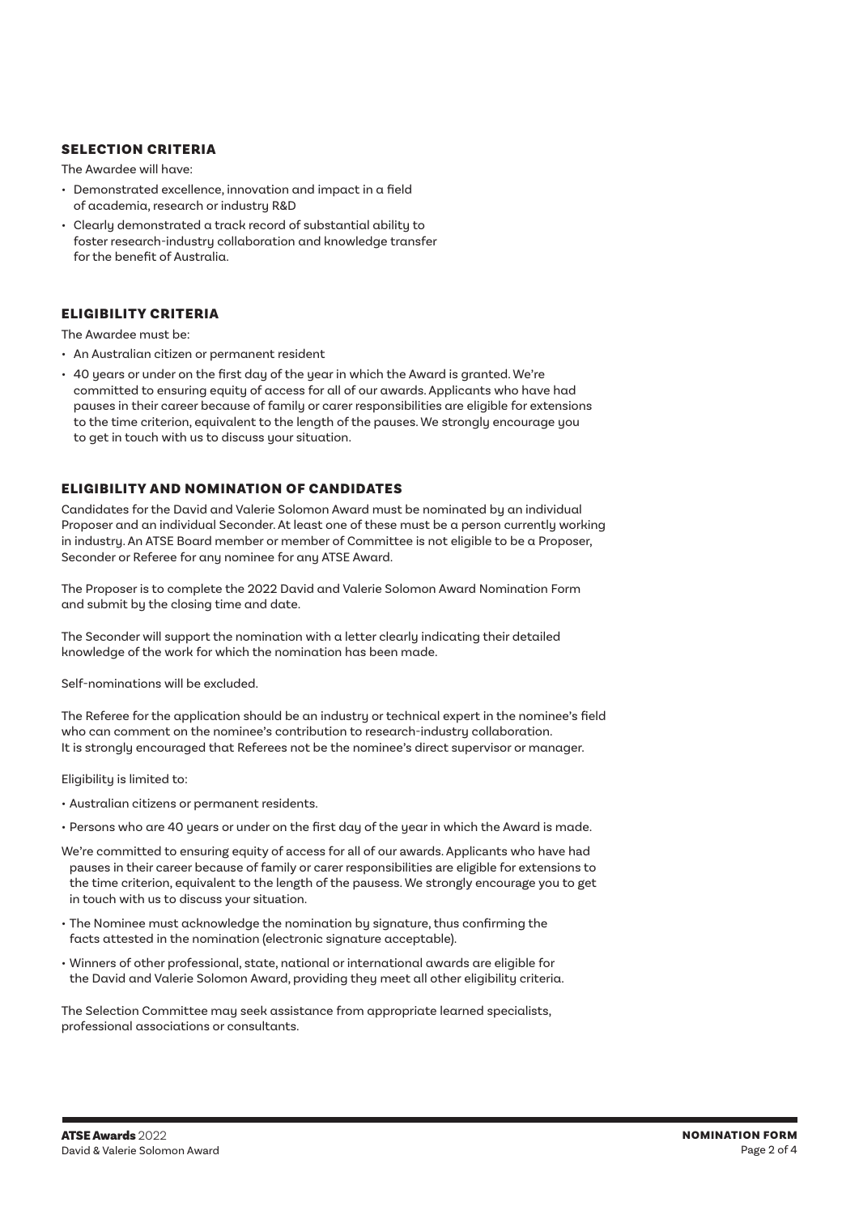## SELECTION CRITERIA

The Awardee will have:

- Demonstrated excellence, innovation and impact in a field of academia, research or industry R&D
- Clearly demonstrated a track record of substantial ability to foster research-industry collaboration and knowledge transfer for the benefit of Australia.

## ELIGIBILITY CRITERIA

The Awardee must be:

- An Australian citizen or permanent resident
- 40 years or under on the first day of the year in which the Award is granted. We're committed to ensuring equity of access for all of our awards. Applicants who have had pauses in their career because of family or carer responsibilities are eligible for extensions to the time criterion, equivalent to the length of the pauses. We strongly encourage you to get in touch with us to discuss your situation.

## ELIGIBILITY AND NOMINATION OF CANDIDATES

Candidates for the David and Valerie Solomon Award must be nominated by an individual Proposer and an individual Seconder. At least one of these must be a person currently working in industry. An ATSE Board member or member of Committee is not eligible to be a Proposer, Seconder or Referee for any nominee for any ATSE Award.

The Proposer is to complete the 2022 David and Valerie Solomon Award Nomination Form and submit by the closing time and date.

The Seconder will support the nomination with a letter clearly indicating their detailed knowledge of the work for which the nomination has been made.

Self-nominations will be excluded.

The Referee for the application should be an industry or technical expert in the nominee's field who can comment on the nominee's contribution to research-industry collaboration. It is strongly encouraged that Referees not be the nominee's direct supervisor or manager.

Eligibility is limited to:

- Australian citizens or permanent residents.
- Persons who are 40 years or under on the first day of the year in which the Award is made.

We're committed to ensuring equity of access for all of our awards. Applicants who have had pauses in their career because of family or carer responsibilities are eligible for extensions to the time criterion, equivalent to the length of the pausess. We strongly encourage you to get in touch with us to discuss your situation.

- The Nominee must acknowledge the nomination by signature, thus confirming the facts attested in the nomination (electronic signature acceptable).
- Winners of other professional, state, national or international awards are eligible for the David and Valerie Solomon Award, providing they meet all other eligibility criteria.

The Selection Committee may seek assistance from appropriate learned specialists, professional associations or consultants.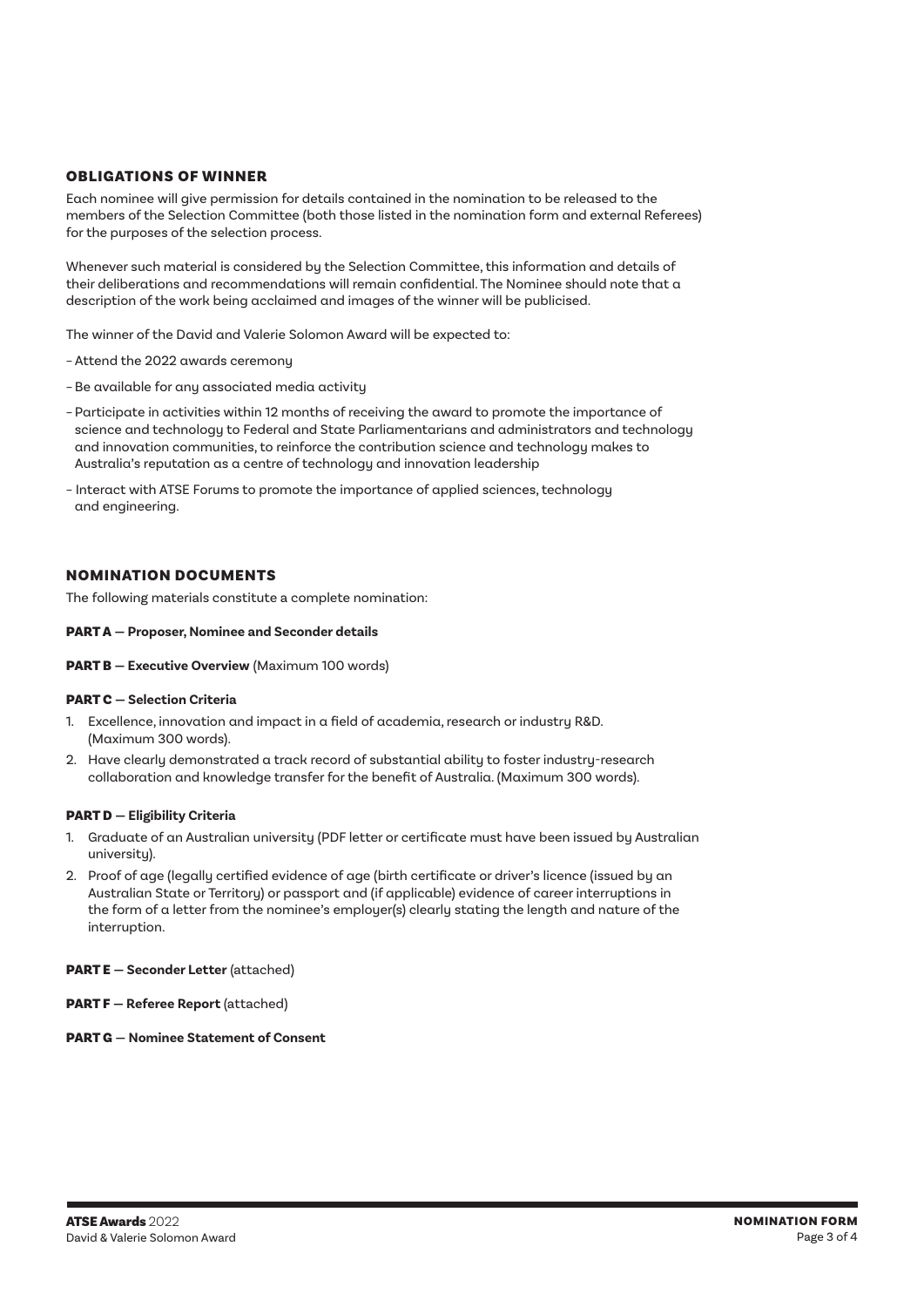## OBLIGATIONS OF WINNER

Each nominee will give permission for details contained in the nomination to be released to the members of the Selection Committee (both those listed in the nomination form and external Referees) for the purposes of the selection process.

Whenever such material is considered by the Selection Committee, this information and details of their deliberations and recommendations will remain confidential. The Nominee should note that a description of the work being acclaimed and images of the winner will be publicised.

The winner of the David and Valerie Solomon Award will be expected to:

- Attend the 2022 awards ceremony
- Be available for any associated media activity
- Participate in activities within 12 months of receiving the award to promote the importance of science and technology to Federal and State Parliamentarians and administrators and technology and innovation communities, to reinforce the contribution science and technology makes to Australia's reputation as a centre of technology and innovation leadership
- Interact with ATSE Forums to promote the importance of applied sciences, technology and engineering.

## NOMINATION DOCUMENTS

The following materials constitute a complete nomination:

**PART A — Proposer, Nominee and Seconder details**

**PART B — Executive Overview** (Maximum 100 words)

**PART C — Selection Criteria**

1. Excellence, innovation and impact in a field of academia, research or industry R&D. (Maximum 300 words).
2. Have clearly demonstrated a track record of substantial ability to foster industry-research collaboration and knowledge transfer for the benefit of Australia. (Maximum 300 words).

**PART D — Eligibility Criteria**

1. Graduate of an Australian university (PDF letter or certificate must have been issued by Australian university).
2. Proof of age (legally certified evidence of age (birth certificate or driver's licence (issued by an Australian State or Territory) or passport and (if applicable) evidence of career interruptions in the form of a letter from the nominee's employer(s) clearly stating the length and nature of the interruption.

**PART E — Seconder Letter** (attached)

**PART F — Referee Report** (attached)

**PART G — Nominee Statement of Consent**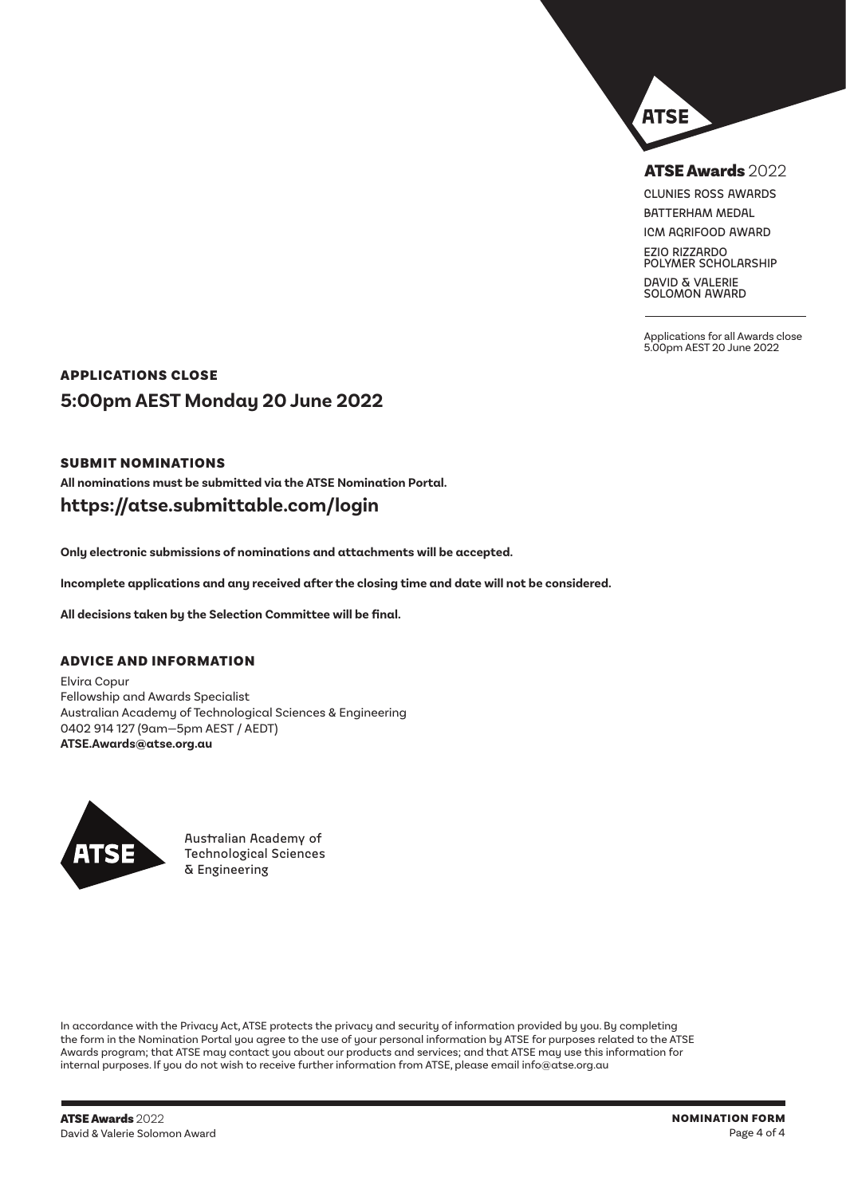**ATSE**

## ATSE Awards 2022

CLUNIES ROSS AWARDS

BATTERHAM MEDAL

ICM AGRIFOOD AWARD

EZIO RIZZARDO POLYMER SCHOLARSHIP

DAVID & VALERIE SOLOMON AWARD

Applications for all Awards close 5.00pm AEST 20 June 2022

### APPLICATIONS CLOSE

## 5:00pm AEST Monday 20 June 2022

### SUBMIT NOMINATIONS

**All nominations must be submitted via the ATSE Nomination Portal.**

## https://atse.submittable.com/login

**Only electronic submissions of nominations and attachments will be accepted.**

**Incomplete applications and any received after the closing time and date will not be considered.**

**All decisions taken by the Selection Committee will be final.**

### ADVICE AND INFORMATION

Elvira Copur
Fellowship and Awards Specialist
Australian Academy of Technological Sciences & Engineering
0402 914 127 (9am—5pm AEST / AEDT)
**ATSE.Awards@atse.org.au**

**ATSE** Australian Academy of Technological Sciences & Engineering

In accordance with the Privacy Act, ATSE protects the privacy and security of information provided by you. By completing the form in the Nomination Portal you agree to the use of your personal information by ATSE for purposes related to the ATSE Awards program; that ATSE may contact you about our products and services; and that ATSE may use this information for internal purposes. If you do not wish to receive further information from ATSE, please email info@atse.org.au